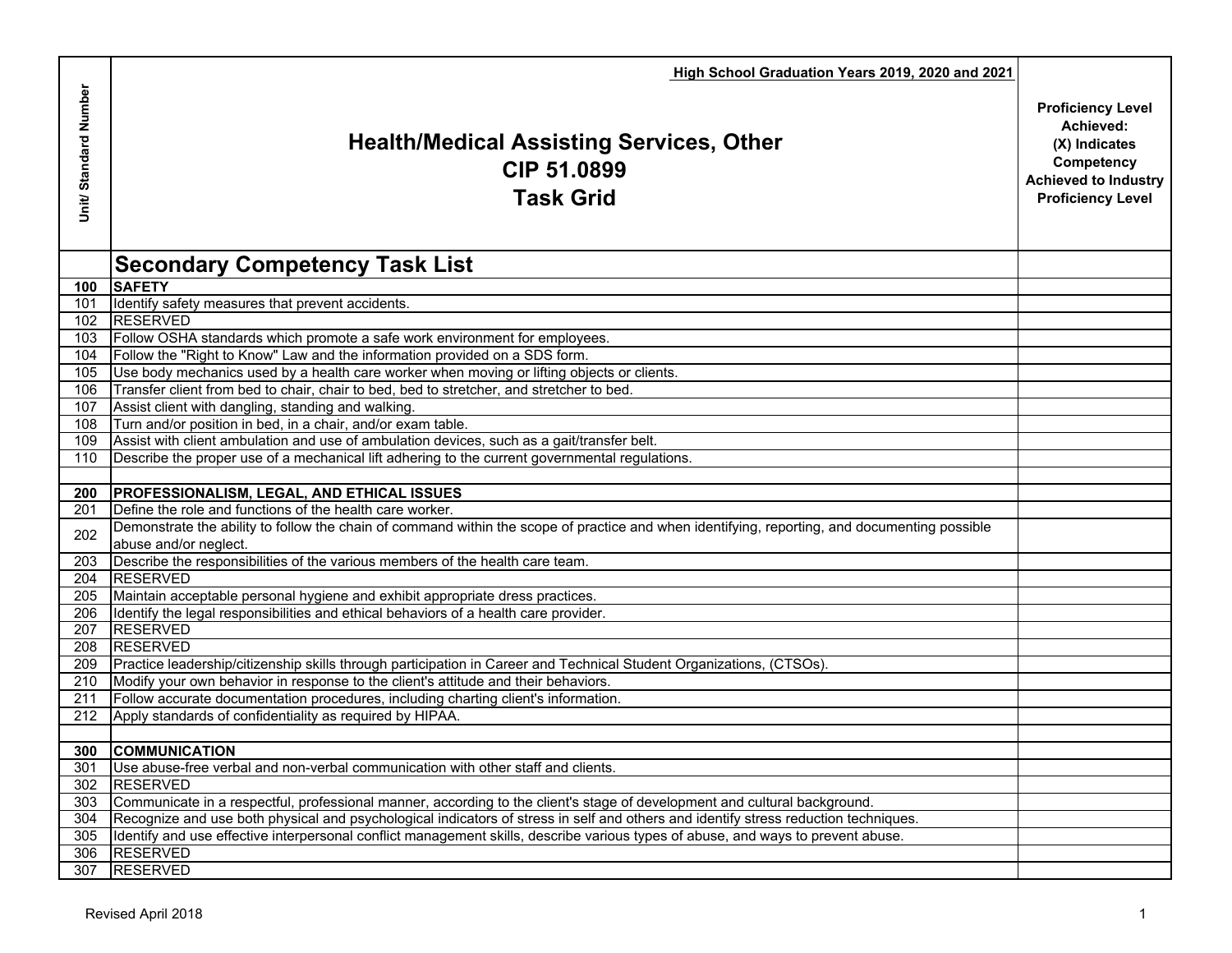High School Graduation Years 2019, 2020 and 2021

# Health/Medical Assisting Services, Other
# CIP 51.0899
# Task Grid

| Unit/ Standard Number | Secondary Competency Task List | Proficiency Level Achieved: (X) Indicates Competency Achieved to Industry Proficiency Level |
|---|---|---|
| **100** | **SAFETY** | |
| 101 | Identify safety measures that prevent accidents. | |
| 102 | RESERVED | |
| 103 | Follow OSHA standards which promote a safe work environment for employees. | |
| 104 | Follow the "Right to Know" Law and the information provided on a SDS form. | |
| 105 | Use body mechanics used by a health care worker when moving or lifting objects or clients. | |
| 106 | Transfer client from bed to chair, chair to bed, bed to stretcher, and stretcher to bed. | |
| 107 | Assist client with dangling, standing and walking. | |
| 108 | Turn and/or position in bed, in a chair, and/or exam table. | |
| 109 | Assist with client ambulation and use of ambulation devices, such as a gait/transfer belt. | |
| 110 | Describe the proper use of a mechanical lift adhering to the current governmental regulations. | |
| | | |
| **200** | **PROFESSIONALISM, LEGAL, AND ETHICAL ISSUES** | |
| 201 | Define the role and functions of the health care worker. | |
| 202 | Demonstrate the ability to follow the chain of command within the scope of practice and when identifying, reporting, and documenting possible abuse and/or neglect. | |
| 203 | Describe the responsibilities of the various members of the health care team. | |
| 204 | RESERVED | |
| 205 | Maintain acceptable personal hygiene and exhibit appropriate dress practices. | |
| 206 | Identify the legal responsibilities and ethical behaviors of a health care provider. | |
| 207 | RESERVED | |
| 208 | RESERVED | |
| 209 | Practice leadership/citizenship skills through participation in Career and Technical Student Organizations, (CTSOs). | |
| 210 | Modify your own behavior in response to the client's attitude and their behaviors. | |
| 211 | Follow accurate documentation procedures, including charting client's information. | |
| 212 | Apply standards of confidentiality as required by HIPAA. | |
| | | |
| **300** | **COMMUNICATION** | |
| 301 | Use abuse-free verbal and non-verbal communication with other staff and clients. | |
| 302 | RESERVED | |
| 303 | Communicate in a respectful, professional manner, according to the client's stage of development and cultural background. | |
| 304 | Recognize and use both physical and psychological indicators of stress in self and others and identify stress reduction techniques. | |
| 305 | Identify and use effective interpersonal conflict management skills, describe various types of abuse, and ways to prevent abuse. | |
| 306 | RESERVED | |
| 307 | RESERVED | |

Revised April 2018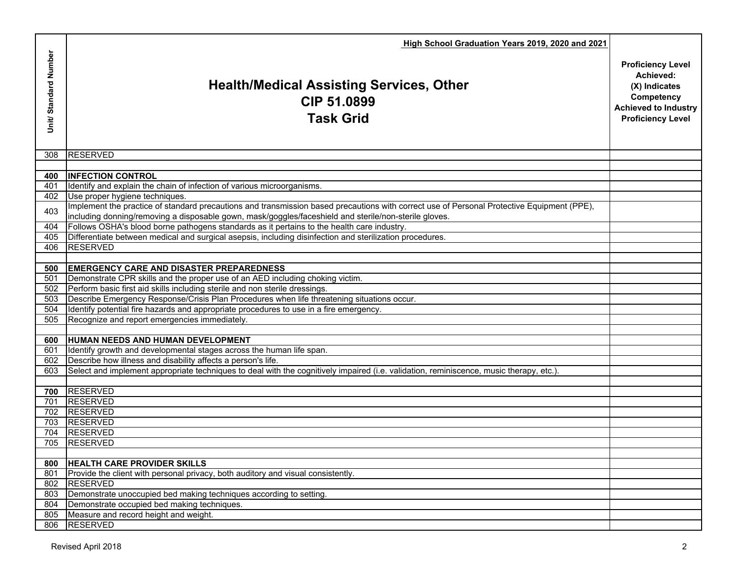| Unit/ Standard Number | High School Graduation Years 2019, 2020 and 2021<br>**Health/Medical Assisting Services, Other**<br>**CIP 51.0899**<br>**Task Grid** | Proficiency Level Achieved: (X) Indicates Competency Achieved to Industry Proficiency Level |
|---|---|---|
| 308 | RESERVED | |
| | | |
| **400** | **INFECTION CONTROL** | |
| 401 | Identify and explain the chain of infection of various microorganisms. | |
| 402 | Use proper hygiene techniques. | |
| 403 | Implement the practice of standard precautions and transmission based precautions with correct use of Personal Protective Equipment (PPE), including donning/removing a disposable gown, mask/goggles/faceshield and sterile/non-sterile gloves. | |
| 404 | Follows OSHA's blood borne pathogens standards as it pertains to the health care industry. | |
| 405 | Differentiate between medical and surgical asepsis, including disinfection and sterilization procedures. | |
| 406 | RESERVED | |
| | | |
| **500** | **EMERGENCY CARE AND DISASTER PREPAREDNESS** | |
| 501 | Demonstrate CPR skills and the proper use of an AED including choking victim. | |
| 502 | Perform basic first aid skills including sterile and non sterile dressings. | |
| 503 | Describe Emergency Response/Crisis Plan Procedures when life threatening situations occur. | |
| 504 | Identify potential fire hazards and appropriate procedures to use in a fire emergency. | |
| 505 | Recognize and report emergencies immediately. | |
| | | |
| **600** | **HUMAN NEEDS AND HUMAN DEVELOPMENT** | |
| 601 | Identify growth and developmental stages across the human life span. | |
| 602 | Describe how illness and disability affects a person's life. | |
| 603 | Select and implement appropriate techniques to deal with the cognitively impaired (i.e. validation, reminiscence, music therapy, etc.). | |
| | | |
| **700** | RESERVED | |
| 701 | RESERVED | |
| 702 | RESERVED | |
| 703 | RESERVED | |
| 704 | RESERVED | |
| 705 | RESERVED | |
| | | |
| **800** | **HEALTH CARE PROVIDER SKILLS** | |
| 801 | Provide the client with personal privacy, both auditory and visual consistently. | |
| 802 | RESERVED | |
| 803 | Demonstrate unoccupied bed making techniques according to setting. | |
| 804 | Demonstrate occupied bed making techniques. | |
| 805 | Measure and record height and weight. | |
| 806 | RESERVED | |

Revised April 2018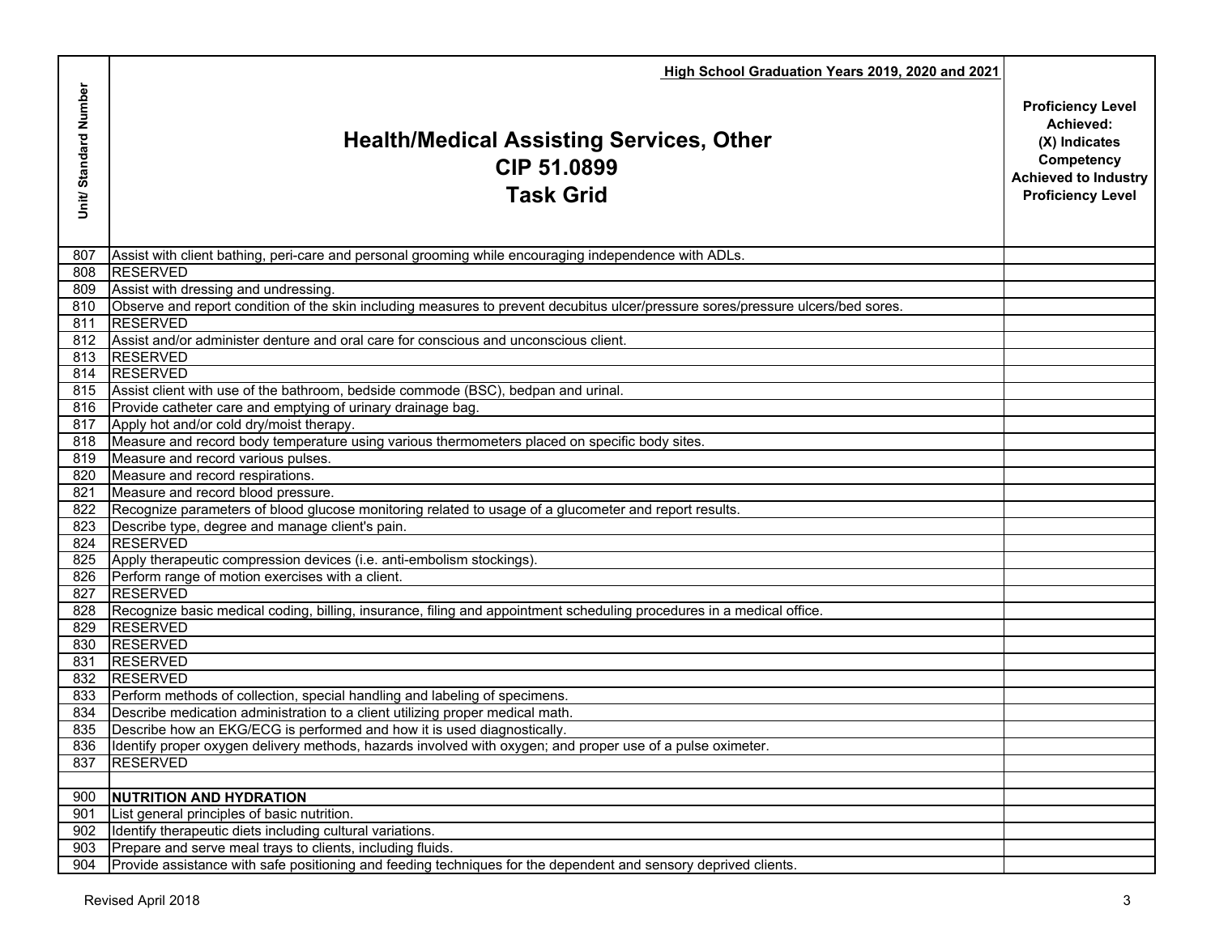| Unit/ Standard Number | High School Graduation Years 2019, 2020 and 2021<br><br>**Health/Medical Assisting Services, Other**<br>**CIP 51.0899**<br>**Task Grid** | **Proficiency Level Achieved: (X) Indicates Competency Achieved to Industry Proficiency Level** |
|---|---|---|
| 807 | Assist with client bathing, peri-care and personal grooming while encouraging independence with ADLs. | |
| 808 | RESERVED | |
| 809 | Assist with dressing and undressing. | |
| 810 | Observe and report condition of the skin including measures to prevent decubitus ulcer/pressure sores/pressure ulcers/bed sores. | |
| 811 | RESERVED | |
| 812 | Assist and/or administer denture and oral care for conscious and unconscious client. | |
| 813 | RESERVED | |
| 814 | RESERVED | |
| 815 | Assist client with use of the bathroom, bedside commode (BSC), bedpan and urinal. | |
| 816 | Provide catheter care and emptying of urinary drainage bag. | |
| 817 | Apply hot and/or cold dry/moist therapy. | |
| 818 | Measure and record body temperature using various thermometers placed on specific body sites. | |
| 819 | Measure and record various pulses. | |
| 820 | Measure and record respirations. | |
| 821 | Measure and record blood pressure. | |
| 822 | Recognize parameters of blood glucose monitoring related to usage of a glucometer and report results. | |
| 823 | Describe type, degree and manage client's pain. | |
| 824 | RESERVED | |
| 825 | Apply therapeutic compression devices (i.e. anti-embolism stockings). | |
| 826 | Perform range of motion exercises with a client. | |
| 827 | RESERVED | |
| 828 | Recognize basic medical coding, billing, insurance, filing and appointment scheduling procedures in a medical office. | |
| 829 | RESERVED | |
| 830 | RESERVED | |
| 831 | RESERVED | |
| 832 | RESERVED | |
| 833 | Perform methods of collection, special handling and labeling of specimens. | |
| 834 | Describe medication administration to a client utilizing proper medical math. | |
| 835 | Describe how an EKG/ECG is performed and how it is used diagnostically. | |
| 836 | Identify proper oxygen delivery methods, hazards involved with oxygen; and proper use of a pulse oximeter. | |
| 837 | RESERVED | |
| | | |
| 900 | **NUTRITION AND HYDRATION** | |
| 901 | List general principles of basic nutrition. | |
| 902 | Identify therapeutic diets including cultural variations. | |
| 903 | Prepare and serve meal trays to clients, including fluids. | |
| 904 | Provide assistance with safe positioning and feeding techniques for the dependent and sensory deprived clients. | |

Revised April 2018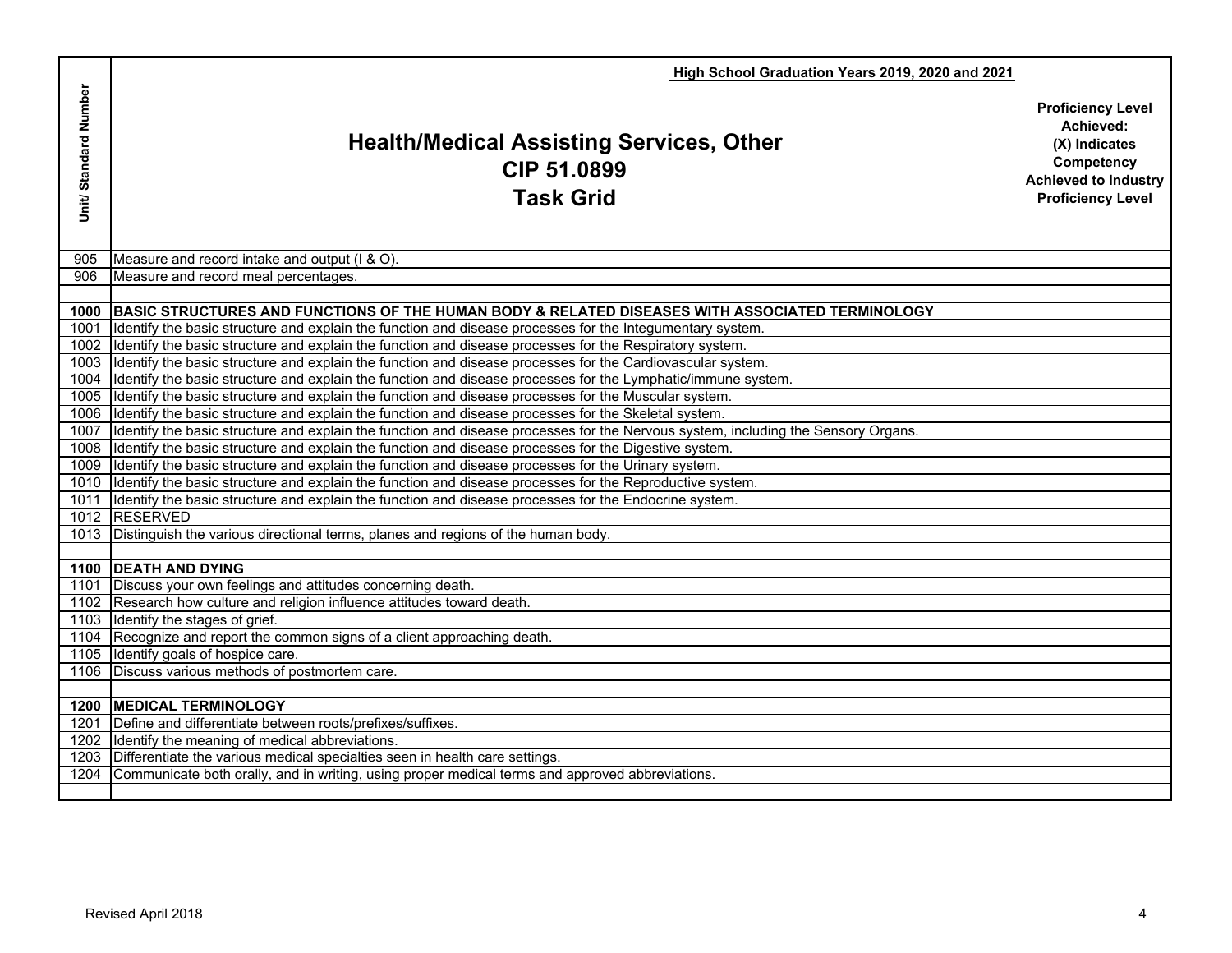High School Graduation Years 2019, 2020 and 2021

| Unit/ Standard Number | Health/Medical Assisting Services, Other<br>CIP 51.0899<br>Task Grid | Proficiency Level Achieved: (X) Indicates Competency Achieved to Industry Proficiency Level |
|---|---|---|
| 905 | Measure and record intake and output (I & O). | |
| 906 | Measure and record meal percentages. | |
| | | |
| **1000** | **BASIC STRUCTURES AND FUNCTIONS OF THE HUMAN BODY & RELATED DISEASES WITH ASSOCIATED TERMINOLOGY** | |
| 1001 | Identify the basic structure and explain the function and disease processes for the Integumentary system. | |
| 1002 | Identify the basic structure and explain the function and disease processes for the Respiratory system. | |
| 1003 | Identify the basic structure and explain the function and disease processes for the Cardiovascular system. | |
| 1004 | Identify the basic structure and explain the function and disease processes for the Lymphatic/immune system. | |
| 1005 | Identify the basic structure and explain the function and disease processes for the Muscular system. | |
| 1006 | Identify the basic structure and explain the function and disease processes for the Skeletal system. | |
| 1007 | Identify the basic structure and explain the function and disease processes for the Nervous system, including the Sensory Organs. | |
| 1008 | Identify the basic structure and explain the function and disease processes for the Digestive system. | |
| 1009 | Identify the basic structure and explain the function and disease processes for the Urinary system. | |
| 1010 | Identify the basic structure and explain the function and disease processes for the Reproductive system. | |
| 1011 | Identify the basic structure and explain the function and disease processes for the Endocrine system. | |
| 1012 | RESERVED | |
| 1013 | Distinguish the various directional terms, planes and regions of the human body. | |
| | | |
| **1100** | **DEATH AND DYING** | |
| 1101 | Discuss your own feelings and attitudes concerning death. | |
| 1102 | Research how culture and religion influence attitudes toward death. | |
| 1103 | Identify the stages of grief. | |
| 1104 | Recognize and report the common signs of a client approaching death. | |
| 1105 | Identify goals of hospice care. | |
| 1106 | Discuss various methods of postmortem care. | |
| | | |
| **1200** | **MEDICAL TERMINOLOGY** | |
| 1201 | Define and differentiate between roots/prefixes/suffixes. | |
| 1202 | Identify the meaning of medical abbreviations. | |
| 1203 | Differentiate the various medical specialties seen in health care settings. | |
| 1204 | Communicate both orally, and in writing, using proper medical terms and approved abbreviations. | |
| | | |

Revised April 2018